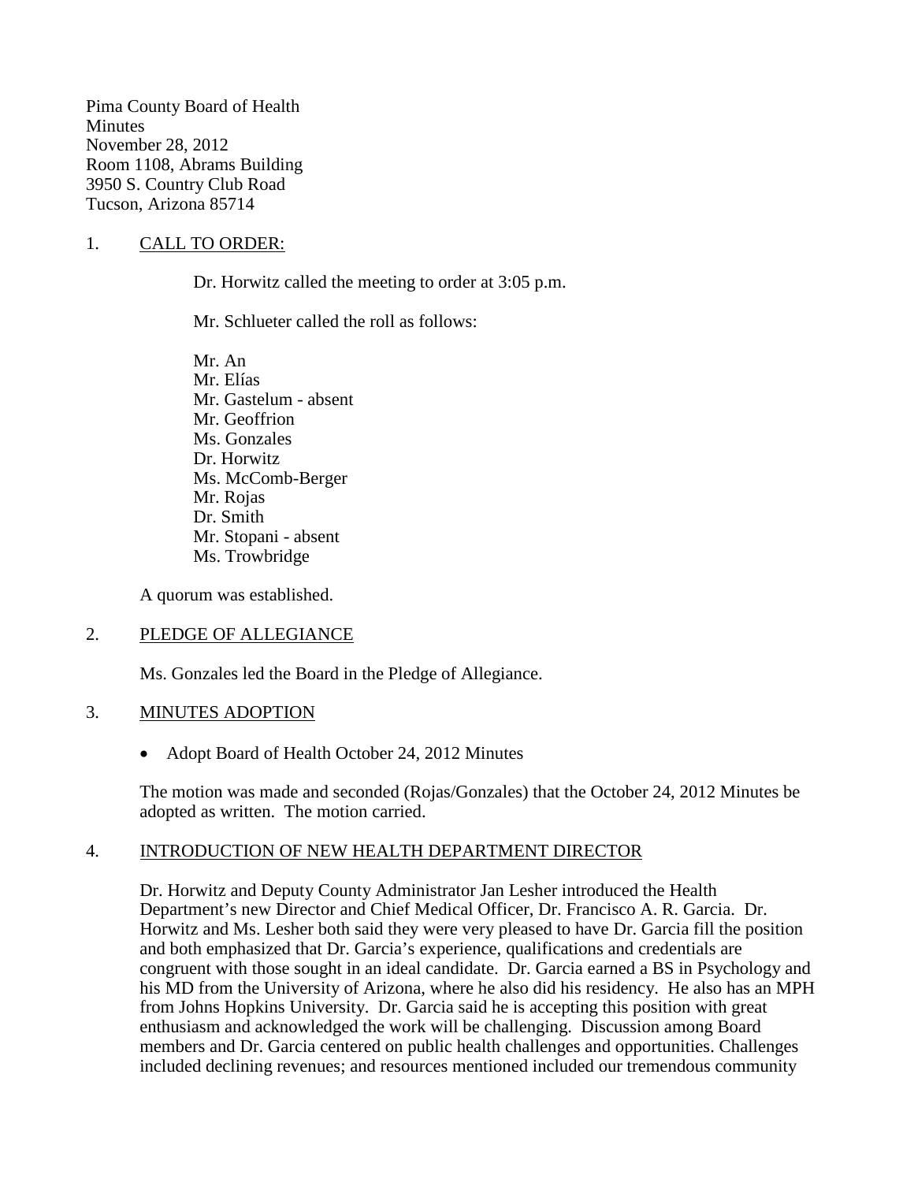Pima County Board of Health
Minutes
November 28, 2012
Room 1108, Abrams Building
3950 S. Country Club Road
Tucson, Arizona 85714

1. CALL TO ORDER:

Dr. Horwitz called the meeting to order at 3:05 p.m.

Mr. Schlueter called the roll as follows:

Mr. An
Mr. Elías
Mr. Gastelum - absent
Mr. Geoffrion
Ms. Gonzales
Dr. Horwitz
Ms. McComb-Berger
Mr. Rojas
Dr. Smith
Mr. Stopani - absent
Ms. Trowbridge

A quorum was established.

2. PLEDGE OF ALLEGIANCE

Ms. Gonzales led the Board in the Pledge of Allegiance.

3. MINUTES ADOPTION

- Adopt Board of Health October 24, 2012 Minutes

The motion was made and seconded (Rojas/Gonzales) that the October 24, 2012 Minutes be adopted as written. The motion carried.

4. INTRODUCTION OF NEW HEALTH DEPARTMENT DIRECTOR

Dr. Horwitz and Deputy County Administrator Jan Lesher introduced the Health Department's new Director and Chief Medical Officer, Dr. Francisco A. R. Garcia. Dr. Horwitz and Ms. Lesher both said they were very pleased to have Dr. Garcia fill the position and both emphasized that Dr. Garcia's experience, qualifications and credentials are congruent with those sought in an ideal candidate. Dr. Garcia earned a BS in Psychology and his MD from the University of Arizona, where he also did his residency. He also has an MPH from Johns Hopkins University. Dr. Garcia said he is accepting this position with great enthusiasm and acknowledged the work will be challenging. Discussion among Board members and Dr. Garcia centered on public health challenges and opportunities. Challenges included declining revenues; and resources mentioned included our tremendous community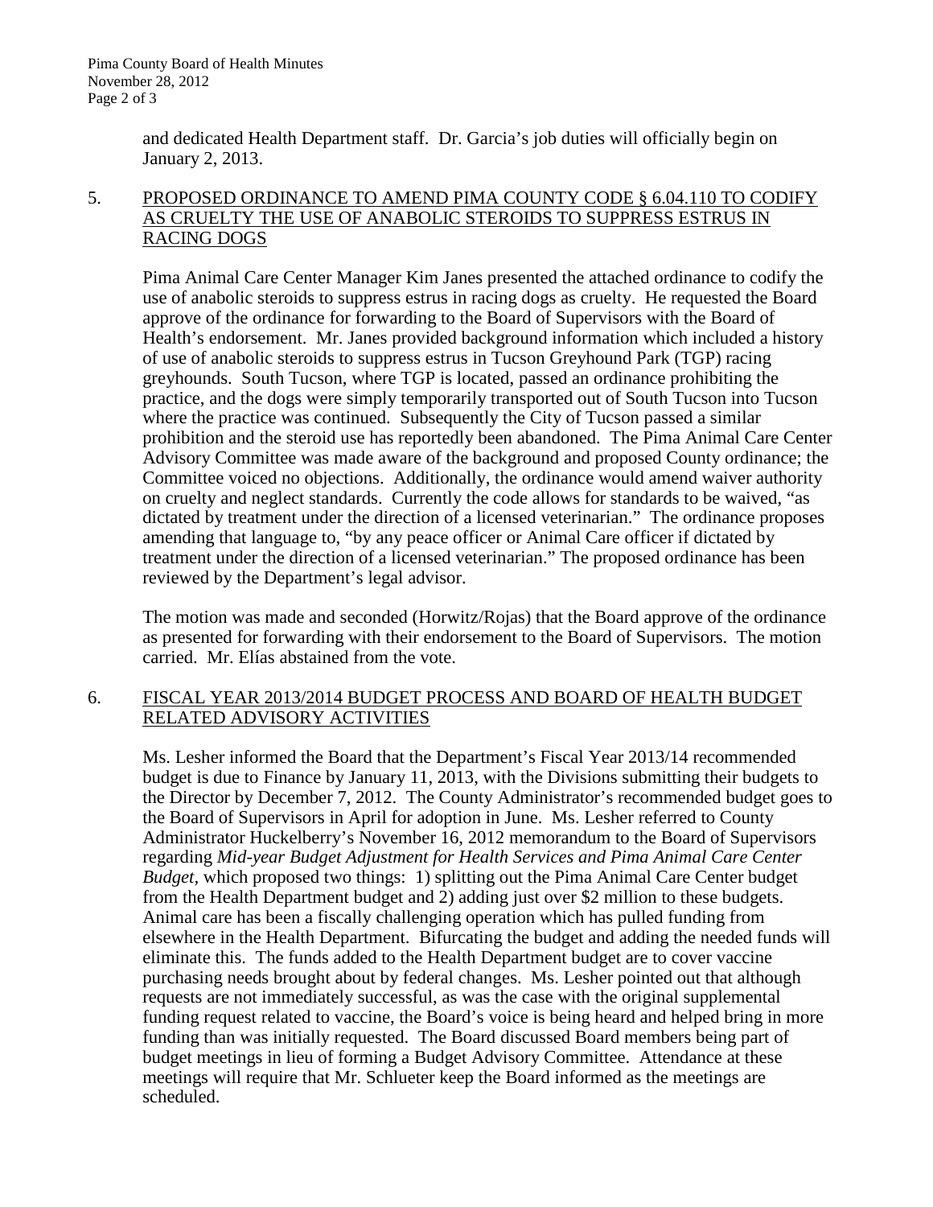and dedicated Health Department staff. Dr. Garcia's job duties will officially begin on January 2, 2013.

5. PROPOSED ORDINANCE TO AMEND PIMA COUNTY CODE § 6.04.110 TO CODIFY AS CRUELTY THE USE OF ANABOLIC STEROIDS TO SUPPRESS ESTRUS IN RACING DOGS

   Pima Animal Care Center Manager Kim Janes presented the attached ordinance to codify the use of anabolic steroids to suppress estrus in racing dogs as cruelty. He requested the Board approve of the ordinance for forwarding to the Board of Supervisors with the Board of Health's endorsement. Mr. Janes provided background information which included a history of use of anabolic steroids to suppress estrus in Tucson Greyhound Park (TGP) racing greyhounds. South Tucson, where TGP is located, passed an ordinance prohibiting the practice, and the dogs were simply temporarily transported out of South Tucson into Tucson where the practice was continued. Subsequently the City of Tucson passed a similar prohibition and the steroid use has reportedly been abandoned. The Pima Animal Care Center Advisory Committee was made aware of the background and proposed County ordinance; the Committee voiced no objections. Additionally, the ordinance would amend waiver authority on cruelty and neglect standards. Currently the code allows for standards to be waived, "as dictated by treatment under the direction of a licensed veterinarian." The ordinance proposes amending that language to, "by any peace officer or Animal Care officer if dictated by treatment under the direction of a licensed veterinarian." The proposed ordinance has been reviewed by the Department's legal advisor.

   The motion was made and seconded (Horwitz/Rojas) that the Board approve of the ordinance as presented for forwarding with their endorsement to the Board of Supervisors. The motion carried. Mr. Elías abstained from the vote.

6. FISCAL YEAR 2013/2014 BUDGET PROCESS AND BOARD OF HEALTH BUDGET RELATED ADVISORY ACTIVITIES

   Ms. Lesher informed the Board that the Department's Fiscal Year 2013/14 recommended budget is due to Finance by January 11, 2013, with the Divisions submitting their budgets to the Director by December 7, 2012. The County Administrator's recommended budget goes to the Board of Supervisors in April for adoption in June. Ms. Lesher referred to County Administrator Huckelberry's November 16, 2012 memorandum to the Board of Supervisors regarding *Mid-year Budget Adjustment for Health Services and Pima Animal Care Center Budget,* which proposed two things: 1) splitting out the Pima Animal Care Center budget from the Health Department budget and 2) adding just over $2 million to these budgets. Animal care has been a fiscally challenging operation which has pulled funding from elsewhere in the Health Department. Bifurcating the budget and adding the needed funds will eliminate this. The funds added to the Health Department budget are to cover vaccine purchasing needs brought about by federal changes. Ms. Lesher pointed out that although requests are not immediately successful, as was the case with the original supplemental funding request related to vaccine, the Board's voice is being heard and helped bring in more funding than was initially requested. The Board discussed Board members being part of budget meetings in lieu of forming a Budget Advisory Committee. Attendance at these meetings will require that Mr. Schlueter keep the Board informed as the meetings are scheduled.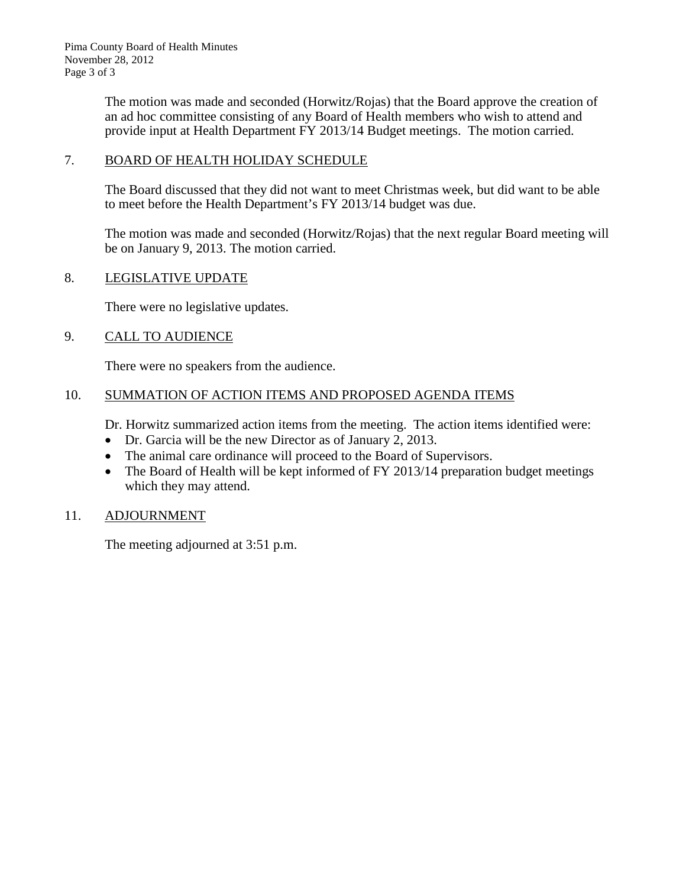The motion was made and seconded (Horwitz/Rojas) that the Board approve the creation of an ad hoc committee consisting of any Board of Health members who wish to attend and provide input at Health Department FY 2013/14 Budget meetings. The motion carried.

## 7. BOARD OF HEALTH HOLIDAY SCHEDULE

The Board discussed that they did not want to meet Christmas week, but did want to be able to meet before the Health Department's FY 2013/14 budget was due.

The motion was made and seconded (Horwitz/Rojas) that the next regular Board meeting will be on January 9, 2013. The motion carried.

## 8. LEGISLATIVE UPDATE

There were no legislative updates.

## 9. CALL TO AUDIENCE

There were no speakers from the audience.

## 10. SUMMATION OF ACTION ITEMS AND PROPOSED AGENDA ITEMS

Dr. Horwitz summarized action items from the meeting. The action items identified were:

- Dr. Garcia will be the new Director as of January 2, 2013.
- The animal care ordinance will proceed to the Board of Supervisors.
- The Board of Health will be kept informed of FY 2013/14 preparation budget meetings which they may attend.

## 11. ADJOURNMENT

The meeting adjourned at 3:51 p.m.